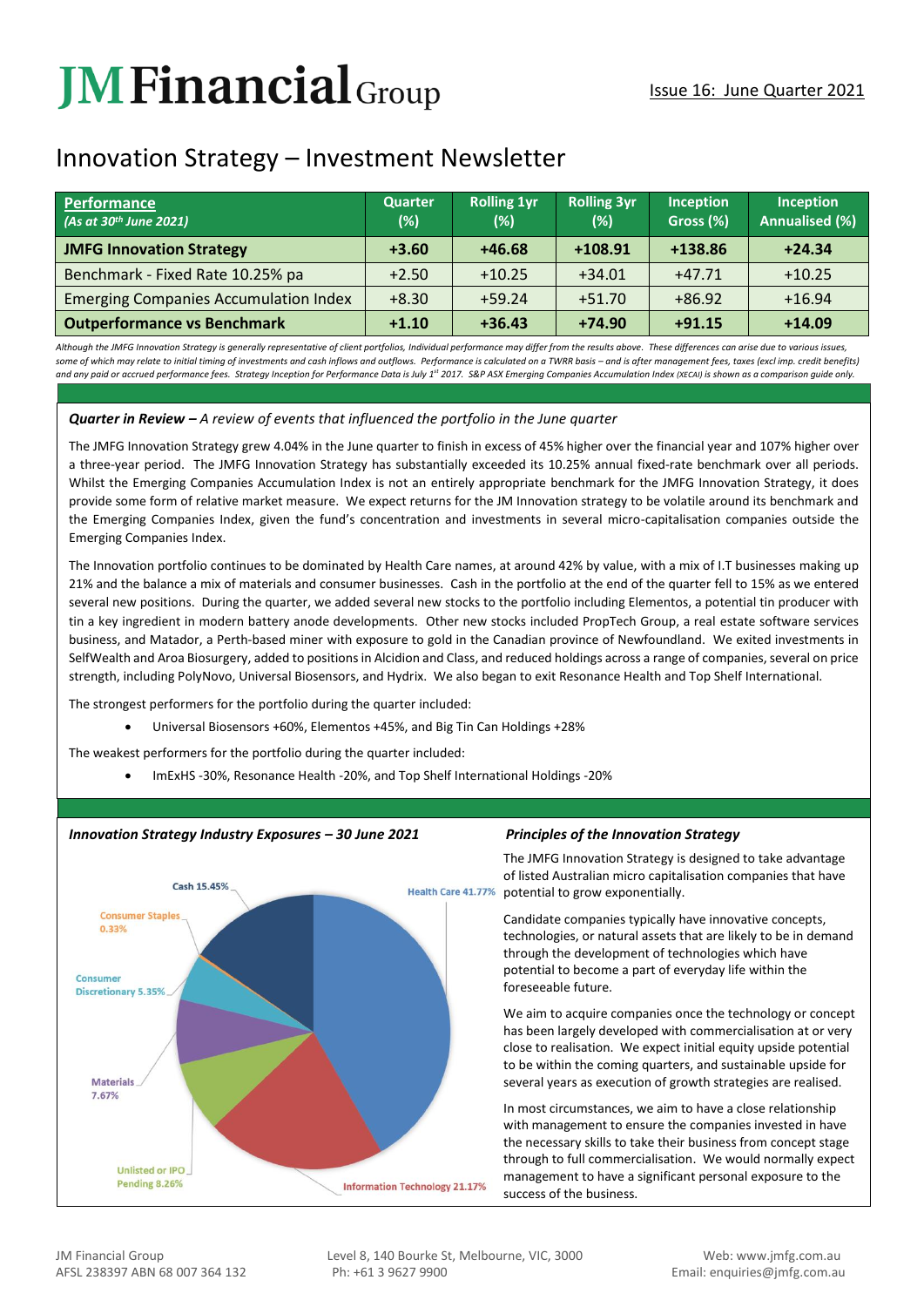# JM Financial Group

Issue 16: June Quarter 2021

## Innovation Strategy – Investment Newsletter

| **Performance** *(As at 30th June 2021)* | Quarter (%) | Rolling 1yr (%) | Rolling 3yr (%) | Inception Gross (%) | Inception Annualised (%) |
|---|---|---|---|---|---|
| **JMFG Innovation Strategy** | **+3.60** | **+46.68** | **+108.91** | **+138.86** | **+24.34** |
| Benchmark - Fixed Rate 10.25% pa | +2.50 | +10.25 | +34.01 | +47.71 | +10.25 |
| Emerging Companies Accumulation Index | +8.30 | +59.24 | +51.70 | +86.92 | +16.94 |
| **Outperformance vs Benchmark** | **+1.10** | **+36.43** | **+74.90** | **+91.15** | **+14.09** |

*Although the JMFG Innovation Strategy is generally representative of client portfolios, Individual performance may differ from the results above. These differences can arise due to various issues, some of which may relate to initial timing of investments and cash inflows and outflows. Performance is calculated on a TWRR basis – and is after management fees, taxes (excl imp. credit benefits) and any paid or accrued performance fees. Strategy Inception for Performance Data is July 1st 2017. S&P ASX Emerging Companies Accumulation Index (XECAI) is shown as a comparison guide only.*

### ***Quarter in Review –** A review of events that influenced the portfolio in the June quarter*

The JMFG Innovation Strategy grew 4.04% in the June quarter to finish in excess of 45% higher over the financial year and 107% higher over a three-year period. The JMFG Innovation Strategy has substantially exceeded its 10.25% annual fixed-rate benchmark over all periods. Whilst the Emerging Companies Accumulation Index is not an entirely appropriate benchmark for the JMFG Innovation Strategy, it does provide some form of relative market measure. We expect returns for the JM Innovation strategy to be volatile around its benchmark and the Emerging Companies Index, given the fund's concentration and investments in several micro-capitalisation companies outside the Emerging Companies Index.

The Innovation portfolio continues to be dominated by Health Care names, at around 42% by value, with a mix of I.T businesses making up 21% and the balance a mix of materials and consumer businesses. Cash in the portfolio at the end of the quarter fell to 15% as we entered several new positions. During the quarter, we added several new stocks to the portfolio including Elementos, a potential tin producer with tin a key ingredient in modern battery anode developments. Other new stocks included PropTech Group, a real estate software services business, and Matador, a Perth-based miner with exposure to gold in the Canadian province of Newfoundland. We exited investments in SelfWealth and Aroa Biosurgery, added to positions in Alcidion and Class, and reduced holdings across a range of companies, several on price strength, including PolyNovo, Universal Biosensors, and Hydrix. We also began to exit Resonance Health and Top Shelf International.

The strongest performers for the portfolio during the quarter included:

- Universal Biosensors +60%, Elementos +45%, and Big Tin Can Holdings +28%

The weakest performers for the portfolio during the quarter included:

- ImExHS -30%, Resonance Health -20%, and Top Shelf International Holdings -20%

### *Innovation Strategy Industry Exposures – 30 June 2021*

- Health Care 41.77%
- Information Technology 21.17%
- Unlisted or IPO Pending 8.26%
- Materials 7.67%
- Consumer Discretionary 5.35%
- Consumer Staples 0.33%
- Cash 15.45%

### *Principles of the Innovation Strategy*

The JMFG Innovation Strategy is designed to take advantage of listed Australian micro capitalisation companies that have potential to grow exponentially.

Candidate companies typically have innovative concepts, technologies, or natural assets that are likely to be in demand through the development of technologies which have potential to become a part of everyday life within the foreseeable future.

We aim to acquire companies once the technology or concept has been largely developed with commercialisation at or very close to realisation. We expect initial equity upside potential to be within the coming quarters, and sustainable upside for several years as execution of growth strategies are realised.

In most circumstances, we aim to have a close relationship with management to ensure the companies invested in have the necessary skills to take their business from concept stage through to full commercialisation. We would normally expect management to have a significant personal exposure to the success of the business.

JM Financial Group
AFSL 238397 ABN 68 007 364 132

Level 8, 140 Bourke St, Melbourne, VIC, 3000
Ph: +61 3 9627 9900

Web: www.jmfg.com.au
Email: enquiries@jmfg.com.au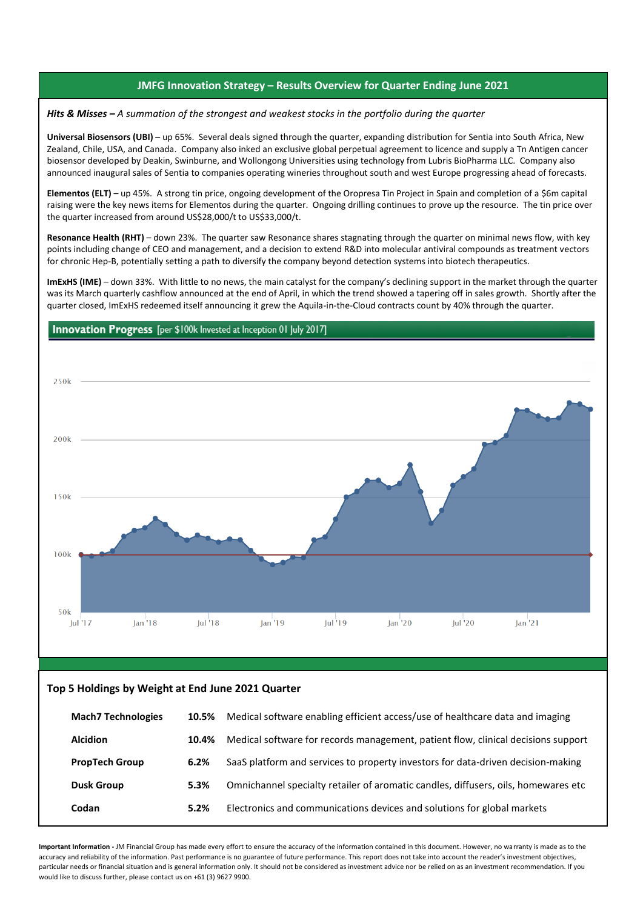## JMFG Innovation Strategy – Results Overview for Quarter Ending June 2021

***Hits & Misses** – A summation of the strongest and weakest stocks in the portfolio during the quarter*

**Universal Biosensors (UBI)** – up 65%. Several deals signed through the quarter, expanding distribution for Sentia into South Africa, New Zealand, Chile, USA, and Canada. Company also inked an exclusive global perpetual agreement to licence and supply a Tn Antigen cancer biosensor developed by Deakin, Swinburne, and Wollongong Universities using technology from Lubris BioPharma LLC. Company also announced inaugural sales of Sentia to companies operating wineries throughout south and west Europe progressing ahead of forecasts.

**Elementos (ELT)** – up 45%. A strong tin price, ongoing development of the Oropresa Tin Project in Spain and completion of a $6m capital raising were the key news items for Elementos during the quarter. Ongoing drilling continues to prove up the resource. The tin price over the quarter increased from around US$28,000/t to US$33,000/t.

**Resonance Health (RHT)** – down 23%. The quarter saw Resonance shares stagnating through the quarter on minimal news flow, with key points including change of CEO and management, and a decision to extend R&D into molecular antiviral compounds as treatment vectors for chronic Hep-B, potentially setting a path to diversify the company beyond detection systems into biotech therapeutics.

**ImExHS (IME)** – down 33%. With little to no news, the main catalyst for the company's declining support in the market through the quarter was its March quarterly cashflow announced at the end of April, in which the trend showed a tapering off in sales growth. Shortly after the quarter closed, ImExHS redeemed itself announcing it grew the Aquila-in-the-Cloud contracts count by 40% through the quarter.

### Innovation Progress [per $100k Invested at Inception 01 July 2017]

250k
200k
150k
100k
50k
Jul '17 Jan '18 Jul '18 Jan '19 Jul '19 Jan '20 Jul '20 Jan '21

### Top 5 Holdings by Weight at End June 2021 Quarter

| | | |
|---|---|---|
| **Mach7 Technologies** | **10.5%** | Medical software enabling efficient access/use of healthcare data and imaging |
| **Alcidion** | **10.4%** | Medical software for records management, patient flow, clinical decisions support |
| **PropTech Group** | **6.2%** | SaaS platform and services to property investors for data-driven decision-making |
| **Dusk Group** | **5.3%** | Omnichannel specialty retailer of aromatic candles, diffusers, oils, homewares etc |
| **Codan** | **5.2%** | Electronics and communications devices and solutions for global markets |

**Important Information -** JM Financial Group has made every effort to ensure the accuracy of the information contained in this document. However, no warranty is made as to the accuracy and reliability of the information. Past performance is no guarantee of future performance. This report does not take into account the reader's investment objectives, particular needs or financial situation and is general information only. It should not be considered as investment advice nor be relied on as an investment recommendation. If you would like to discuss further, please contact us on +61 (3) 9627 9900.